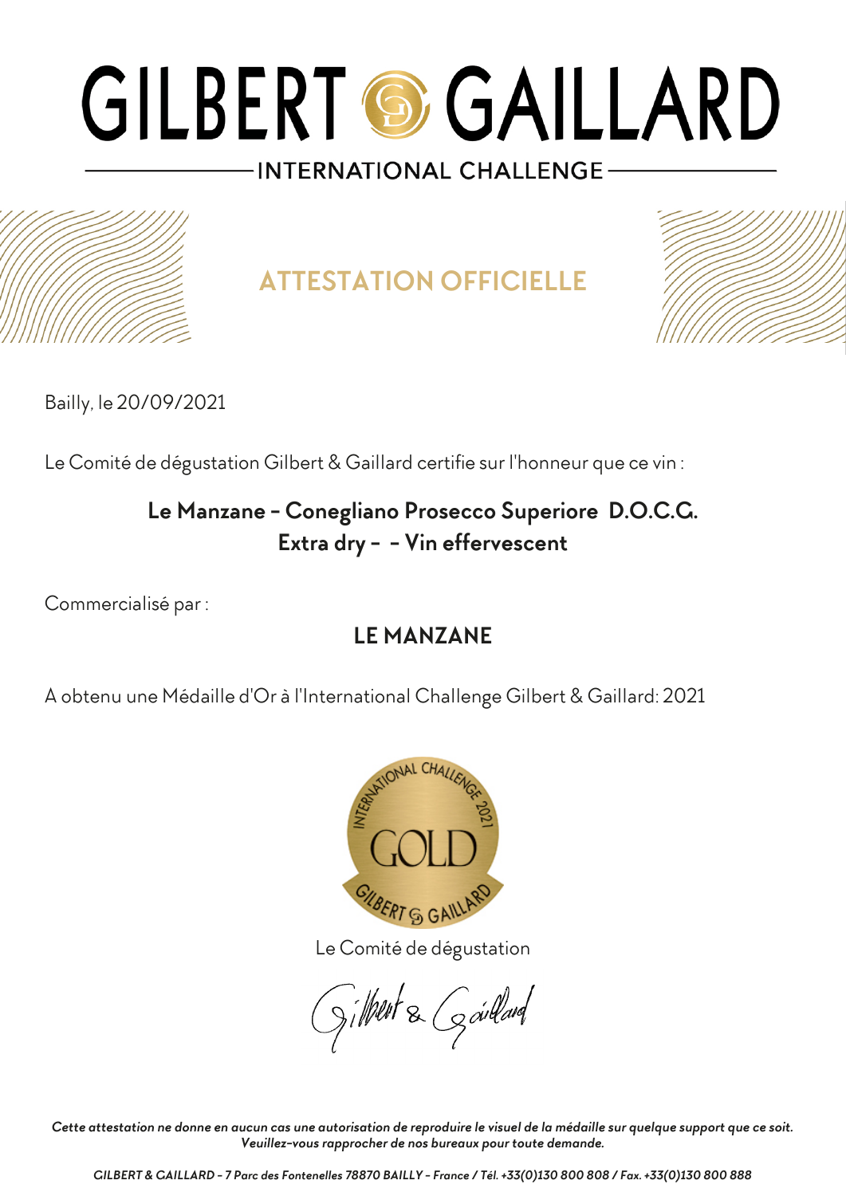# GILBERT & GAILLARD

INTERNATIONAL CHALLENGE

## ATTESTATION OFFICIELLE

Bailly, le 20/09/2021

Le Comité de dégustation Gilbert & Gaillard certifie sur l'honneur que ce vin :

**Le Manzane - Conegliano Prosecco Superiore D.O.C.G.**
**Extra dry - - Vin effervescent**

Commercialisé par :

**LE MANZANE**

A obtenu une Médaille d'Or à l'International Challenge Gilbert & Gaillard: 2021

INTERNATIONAL CHALLENGE 2021 GOLD GILBERT & GAILLARD

Le Comité de dégustation

Gilbert & Gaillard

*Cette attestation ne donne en aucun cas une autorisation de reproduire le visuel de la médaille sur quelque support que ce soit. Veuillez-vous rapprocher de nos bureaux pour toute demande.*

*GILBERT & GAILLARD - 7 Parc des Fontenelles 78870 BAILLY - France / Tél. +33(0)130 800 808 / Fax. +33(0)130 800 888*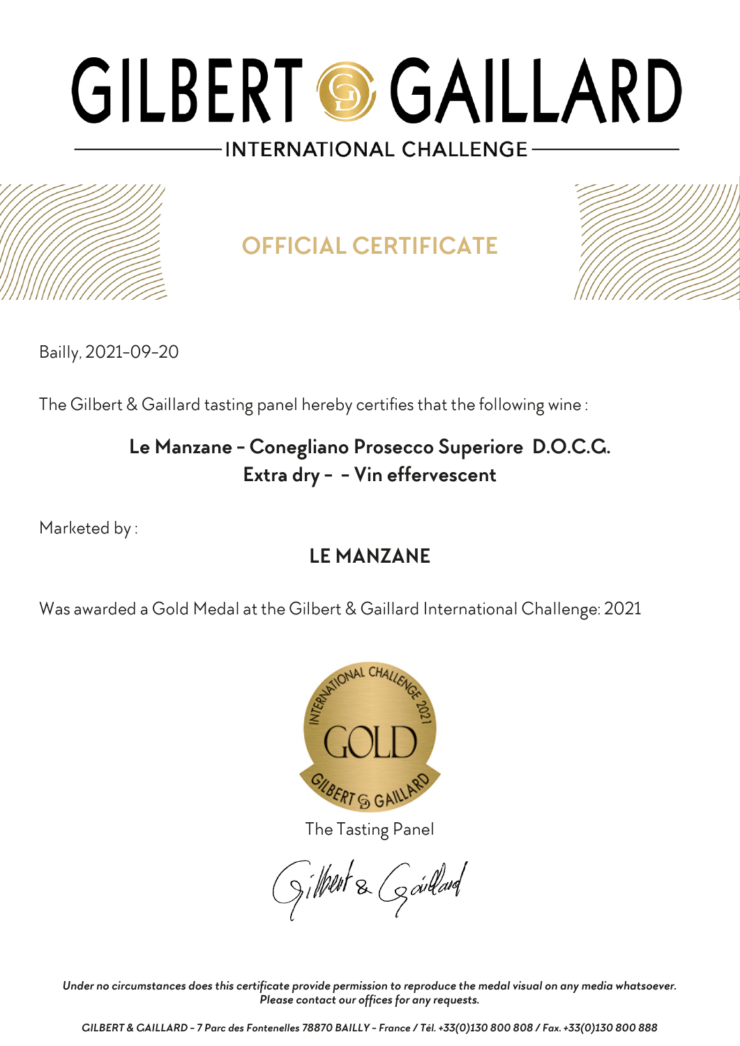# GILBERT & GAILLARD

INTERNATIONAL CHALLENGE

## OFFICIAL CERTIFICATE

Bailly, 2021-09-20

The Gilbert & Gaillard tasting panel hereby certifies that the following wine :

**Le Manzane - Conegliano Prosecco Superiore D.O.C.G.**
**Extra dry - - Vin effervescent**

Marketed by :

**LE MANZANE**

Was awarded a Gold Medal at the Gilbert & Gaillard International Challenge: 2021

The Tasting Panel

Gilbert & Gaillard

*Under no circumstances does this certificate provide permission to reproduce the medal visual on any media whatsoever.*
*Please contact our offices for any requests.*

*GILBERT & GAILLARD - 7 Parc des Fontenelles 78870 BAILLY - France / Tél. +33(0)130 800 808 / Fax. +33(0)130 800 888*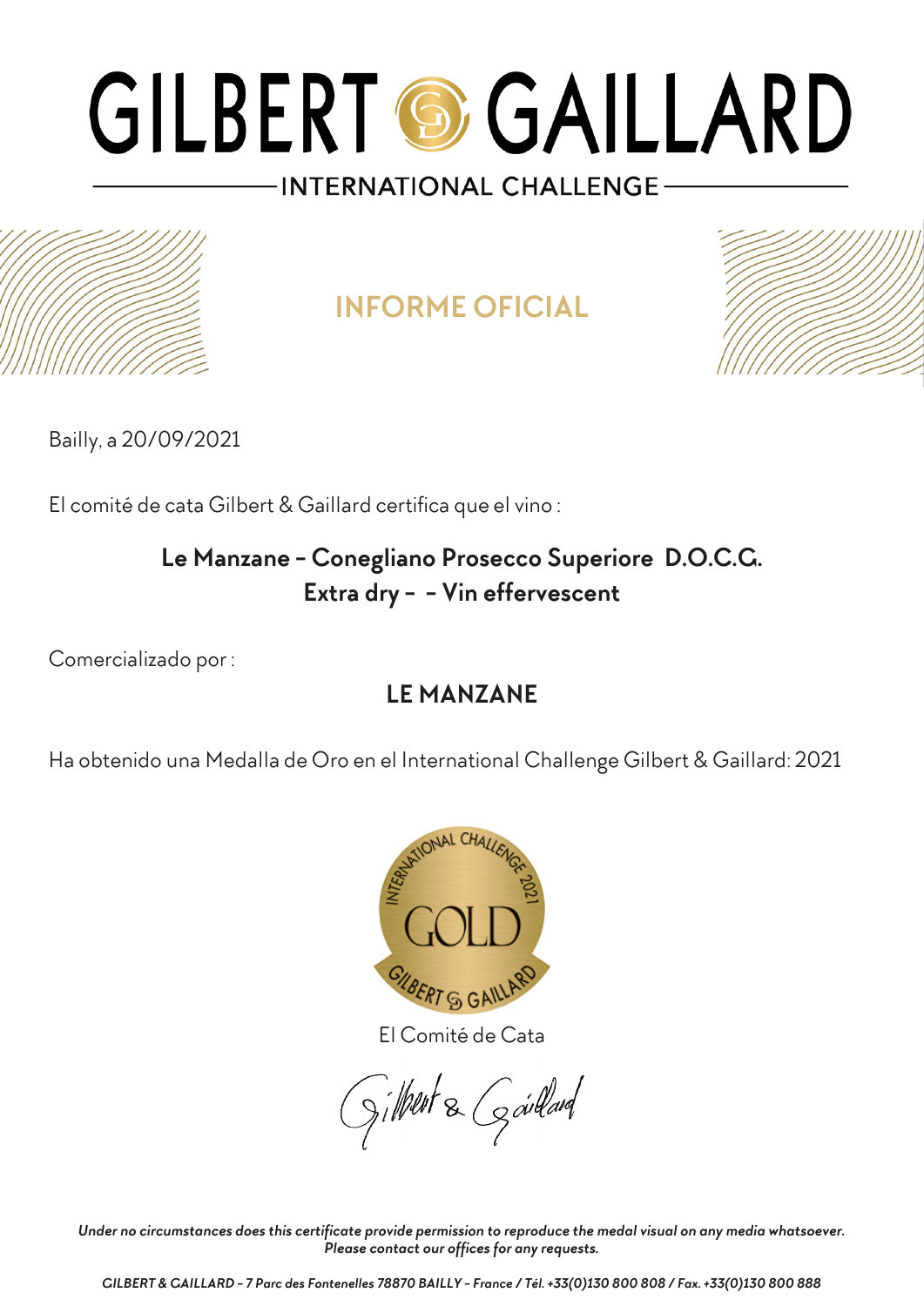# GILBERT GAILLARD

INTERNATIONAL CHALLENGE

## INFORME OFICIAL

Bailly, a 20/09/2021

El comité de cata Gilbert & Gaillard certifica que el vino :

**Le Manzane - Conegliano Prosecco Superiore D.O.C.G.**
**Extra dry - - Vin effervescent**

Comercializado por :

**LE MANZANE**

Ha obtenido una Medalla de Oro en el International Challenge Gilbert & Gaillard: 2021

El Comité de Cata

*Under no circumstances does this certificate provide permission to reproduce the medal visual on any media whatsoever.*
*Please contact our offices for any requests.*

*GILBERT & GAILLARD - 7 Parc des Fontenelles 78870 BAILLY - France / Tél. +33(0)130 800 808 / Fax. +33(0)130 800 888*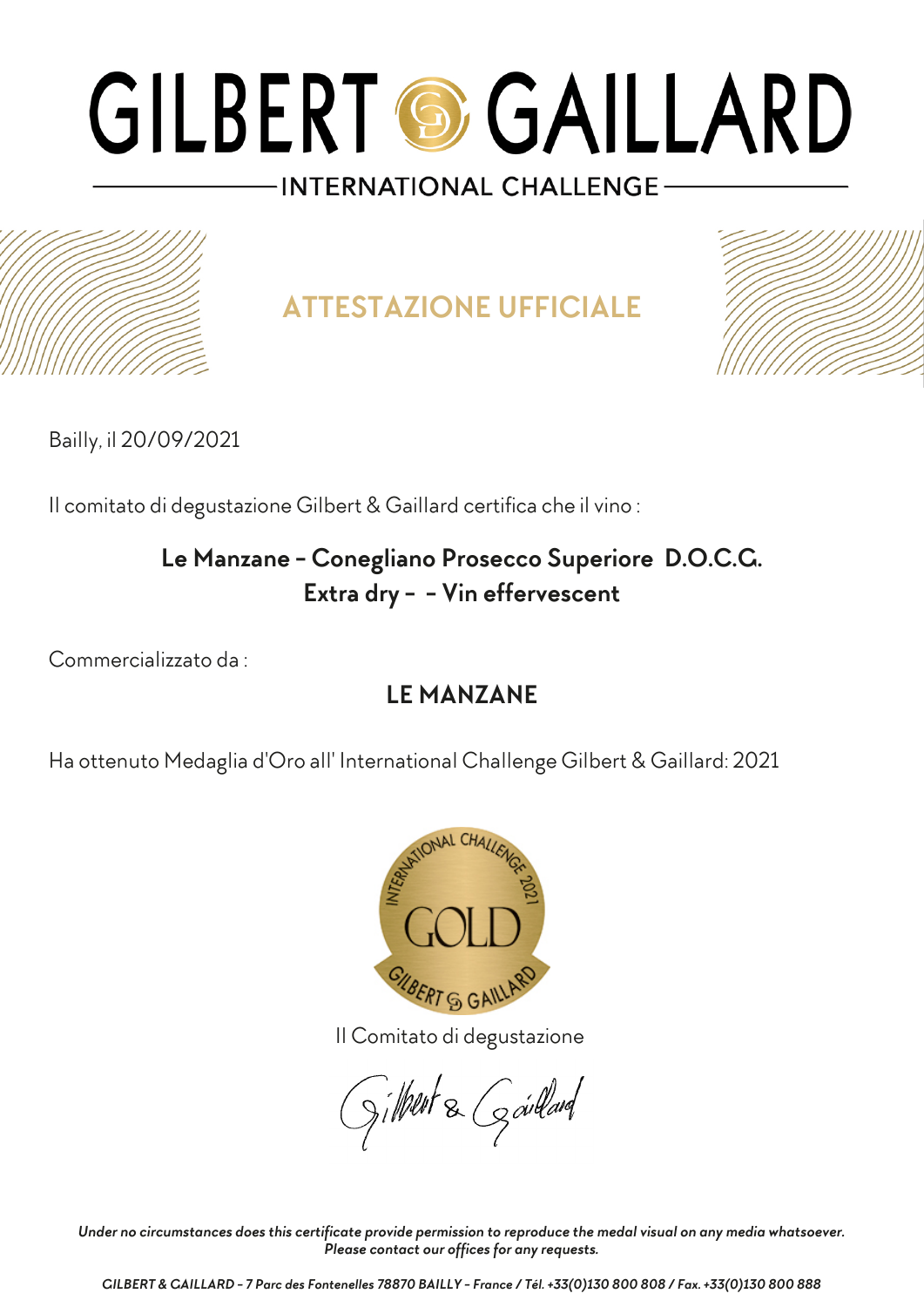# GILBERT GAILLARD

INTERNATIONAL CHALLENGE

## ATTESTAZIONE UFFICIALE

Bailly, il 20/09/2021

Il comitato di degustazione Gilbert & Gaillard certifica che il vino :

**Le Manzane - Conegliano Prosecco Superiore D.O.C.G.**
**Extra dry - - Vin effervescent**

Commercializzato da :

**LE MANZANE**

Ha ottenuto Medaglia d'Oro all' International Challenge Gilbert & Gaillard: 2021

INTERNATIONAL CHALLENGE 2021
GOLD
GILBERT GAILLARD

Il Comitato di degustazione

Gilbert & Gaillard

*Under no circumstances does this certificate provide permission to reproduce the medal visual on any media whatsoever.*
*Please contact our offices for any requests.*

*GILBERT & GAILLARD - 7 Parc des Fontenelles 78870 BAILLY - France / Tél. +33(0)130 800 808 / Fax. +33(0)130 800 888*